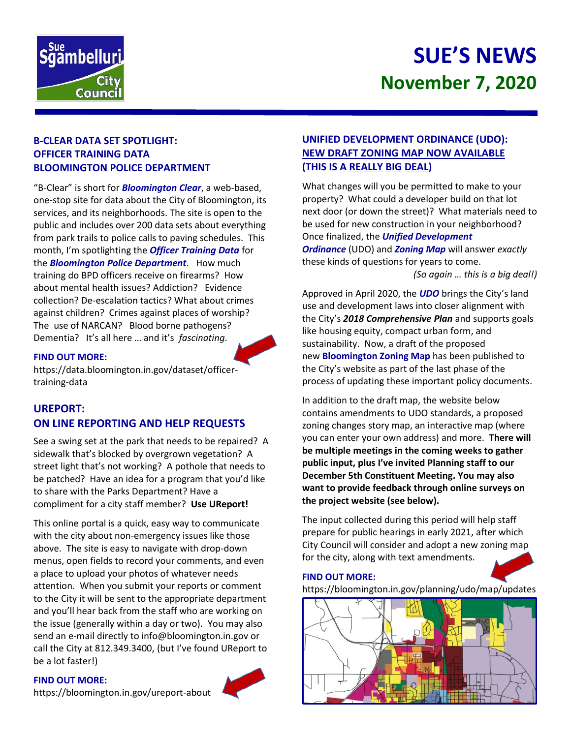Sue Sgambelluri City Council

# SUE'S NEWS

## November 7, 2020

### B-CLEAR DATA SET SPOTLIGHT: OFFICER TRAINING DATA BLOOMINGTON POLICE DEPARTMENT

"B-Clear" is short for ***Bloomington Clear***, a web-based, one-stop site for data about the City of Bloomington, its services, and its neighborhoods. The site is open to the public and includes over 200 data sets about everything from park trails to police calls to paving schedules. This month, I'm spotlighting the ***Officer Training Data*** for the ***Bloomington Police Department***. How much training do BPD officers receive on firearms? How about mental health issues? Addiction? Evidence collection? De-escalation tactics? What about crimes against children? Crimes against places of worship? The use of NARCAN? Blood borne pathogens? Dementia? It's all here … and it's *fascinating*.

**FIND OUT MORE:**
https://data.bloomington.in.gov/dataset/officer-training-data

### UREPORT: ON LINE REPORTING AND HELP REQUESTS

See a swing set at the park that needs to be repaired? A sidewalk that's blocked by overgrown vegetation? A street light that's not working? A pothole that needs to be patched? Have an idea for a program that you'd like to share with the Parks Department? Have a compliment for a city staff member? **Use UReport!**

This online portal is a quick, easy way to communicate with the city about non-emergency issues like those above. The site is easy to navigate with drop-down menus, open fields to record your comments, and even a place to upload your photos of whatever needs attention. When you submit your reports or comment to the City it will be sent to the appropriate department and you'll hear back from the staff who are working on the issue (generally within a day or two). You may also send an e-mail directly to info@bloomington.in.gov or call the City at 812.349.3400, (but I've found UReport to be a lot faster!)

**FIND OUT MORE:**
https://bloomington.in.gov/ureport-about

### UNIFIED DEVELOPMENT ORDINANCE (UDO): NEW DRAFT ZONING MAP NOW AVAILABLE (THIS IS A REALLY BIG DEAL)

What changes will you be permitted to make to your property? What could a developer build on that lot next door (or down the street)? What materials need to be used for new construction in your neighborhood? Once finalized, the ***Unified Development Ordinance*** (UDO) and ***Zoning Map*** will answer *exactly* these kinds of questions for years to come.

*(So again … this is a big deal!)*

Approved in April 2020, the ***UDO*** brings the City's land use and development laws into closer alignment with the City's ***2018 Comprehensive Plan*** and supports goals like housing equity, compact urban form, and sustainability. Now, a draft of the proposed new **Bloomington Zoning Map** has been published to the City's website as part of the last phase of the process of updating these important policy documents.

In addition to the draft map, the website below contains amendments to UDO standards, a proposed zoning changes story map, an interactive map (where you can enter your own address) and more. **There will be multiple meetings in the coming weeks to gather public input, plus I've invited Planning staff to our December 5th Constituent Meeting. You may also want to provide feedback through online surveys on the project website (see below).**

The input collected during this period will help staff prepare for public hearings in early 2021, after which City Council will consider and adopt a new zoning map for the city, along with text amendments.

**FIND OUT MORE:**
https://bloomington.in.gov/planning/udo/map/updates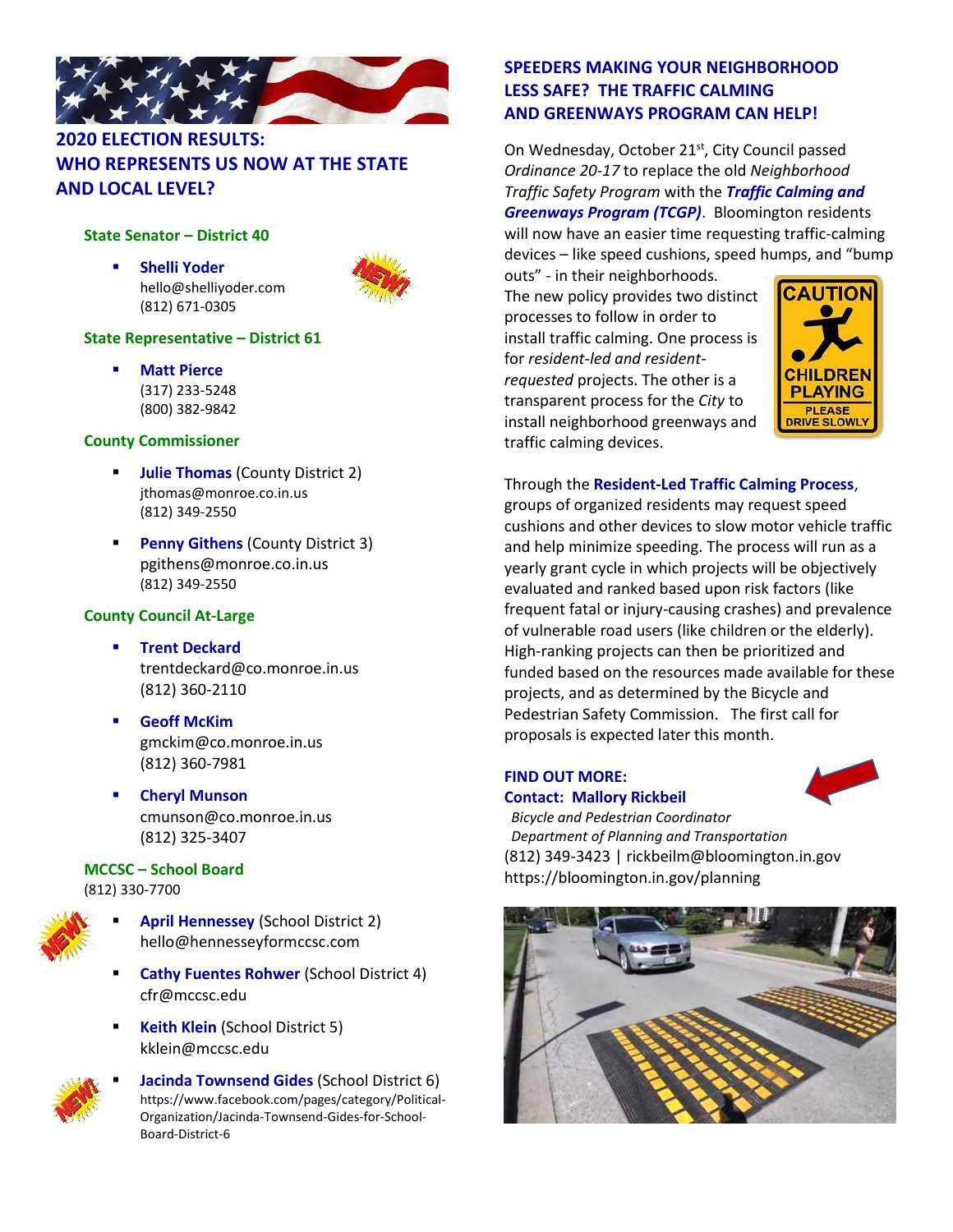## 2020 ELECTION RESULTS: WHO REPRESENTS US NOW AT THE STATE AND LOCAL LEVEL?

### State Senator – District 40

- **Shelli Yoder**
  hello@shelliyoder.com
  (812) 671-0305

### State Representative – District 61

- **Matt Pierce**
  (317) 233-5248
  (800) 382-9842

### County Commissioner

- **Julie Thomas** (County District 2)
  jthomas@monroe.co.in.us
  (812) 349-2550
- **Penny Githens** (County District 3)
  pgithens@monroe.co.in.us
  (812) 349-2550

### County Council At-Large

- **Trent Deckard**
  trentdeckard@co.monroe.in.us
  (812) 360-2110
- **Geoff McKim**
  gmckim@co.monroe.in.us
  (812) 360-7981
- **Cheryl Munson**
  cmunson@co.monroe.in.us
  (812) 325-3407

### MCCSC – School Board

(812) 330-7700

- **April Hennessey** (School District 2)
  hello@hennesseyformccsc.com
- **Cathy Fuentes Rohwer** (School District 4)
  cfr@mccsc.edu
- **Keith Klein** (School District 5)
  kklein@mccsc.edu
- **Jacinda Townsend Gides** (School District 6)
  https://www.facebook.com/pages/category/Political-Organization/Jacinda-Townsend-Gides-for-School-Board-District-6

## SPEEDERS MAKING YOUR NEIGHBORHOOD LESS SAFE? THE TRAFFIC CALMING AND GREENWAYS PROGRAM CAN HELP!

On Wednesday, October 21st, City Council passed *Ordinance 20-17* to replace the old *Neighborhood Traffic Safety Program* with the ***Traffic Calming and Greenways Program (TCGP)***. Bloomington residents will now have an easier time requesting traffic-calming devices – like speed cushions, speed humps, and "bump outs" - in their neighborhoods. The new policy provides two distinct processes to follow in order to install traffic calming. One process is for *resident-led and resident-requested* projects. The other is a transparent process for the *City* to install neighborhood greenways and traffic calming devices.

Through the **Resident-Led Traffic Calming Process**, groups of organized residents may request speed cushions and other devices to slow motor vehicle traffic and help minimize speeding. The process will run as a yearly grant cycle in which projects will be objectively evaluated and ranked based upon risk factors (like frequent fatal or injury-causing crashes) and prevalence of vulnerable road users (like children or the elderly). High-ranking projects can then be prioritized and funded based on the resources made available for these projects, and as determined by the Bicycle and Pedestrian Safety Commission. The first call for proposals is expected later this month.

**FIND OUT MORE:**
**Contact: Mallory Rickbeil**
*Bicycle and Pedestrian Coordinator*
*Department of Planning and Transportation*
(812) 349-3423 | rickbeilm@bloomington.in.gov
https://bloomington.in.gov/planning